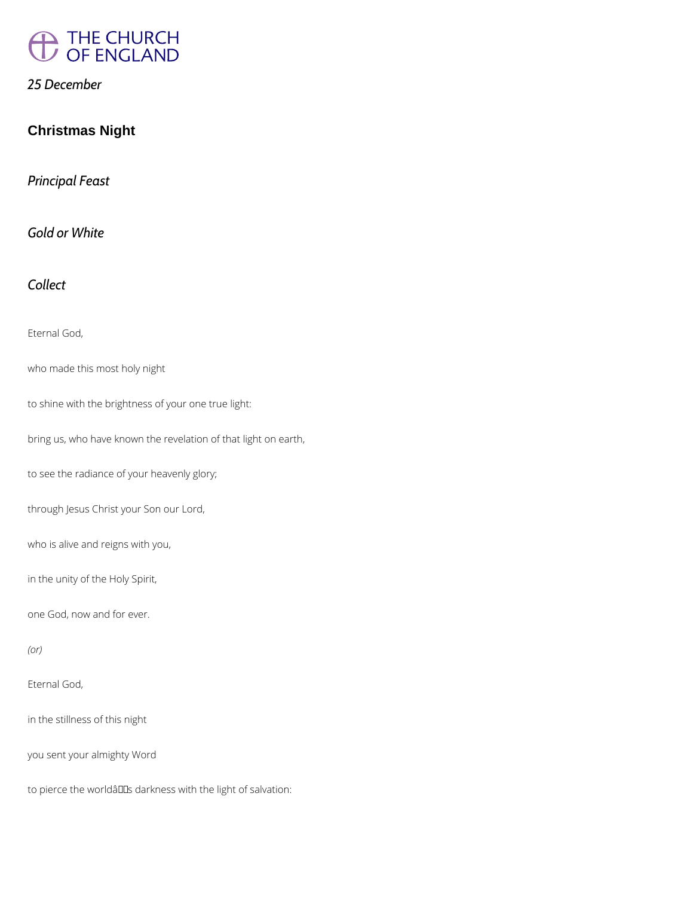*25 December*

## Christmas Night

*Principal Feast*

*Gold or White*

*Collect*

Eternal God,

who made this most holy night

to shine with the brightness of your one true light:

bring us, who have known the revelation of that light on earth,

to see the radiance of your heavenly glory;

through Jesus Christ your Son our Lord,

who is alive and reigns with you,

in the unity of the Holy Spirit,

one God, now and for ever.

*(or)*

Eternal God,

in the stillness of this night

you sent your almighty Word

to pierce the worldâs darkness with the light of salvation: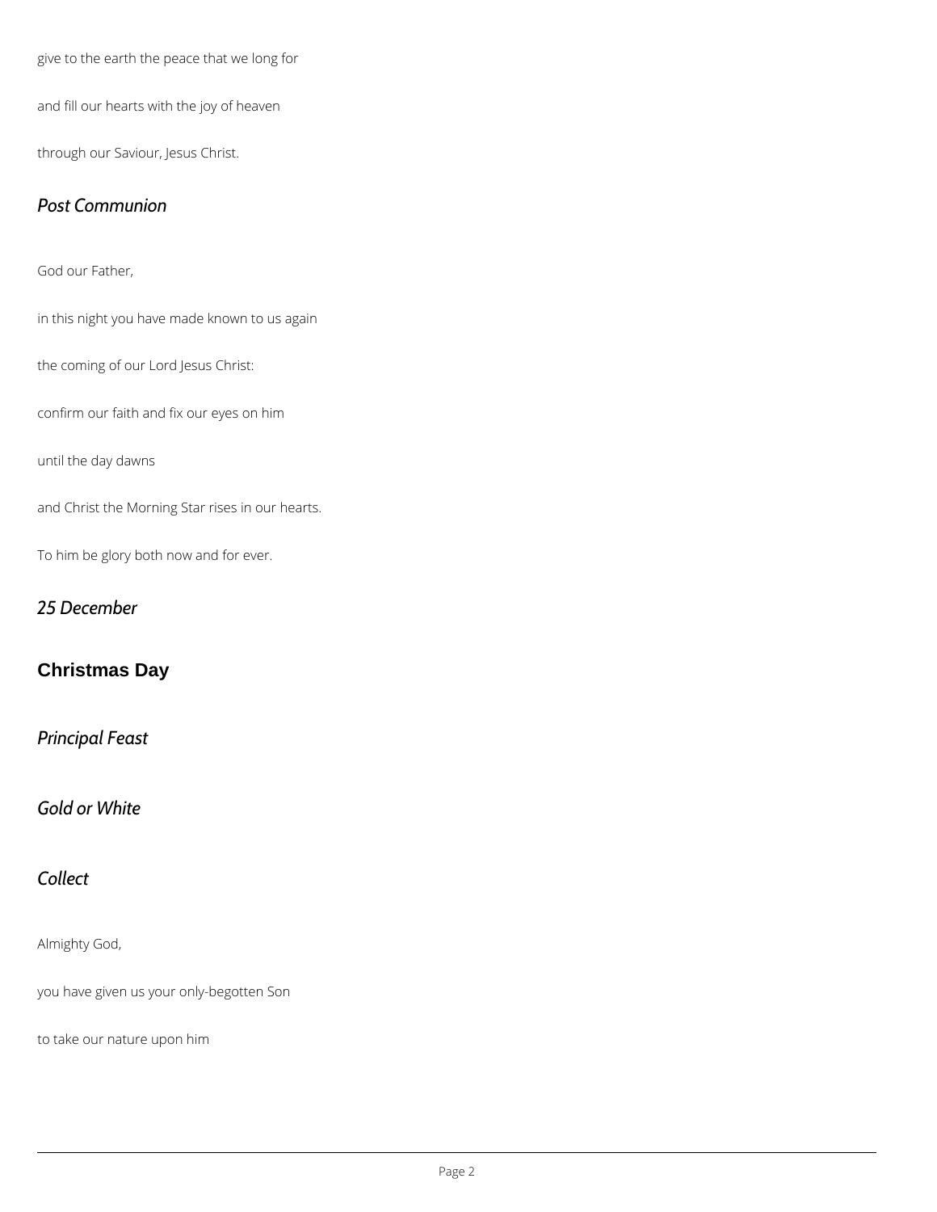give to the earth the peace that we long for

and fill our hearts with the joy of heaven

through our Saviour, Jesus Christ.

### *Post Communion*

God our Father,

in this night you have made known to us again

the coming of our Lord Jesus Christ:

confirm our faith and fix our eyes on him

until the day dawns

and Christ the Morning Star rises in our hearts.

To him be glory both now and for ever.

### *25 December*

## Christmas Day

### *Principal Feast*

### *Gold or White*

### *Collect*

Almighty God,

you have given us your only-begotten Son

to take our nature upon him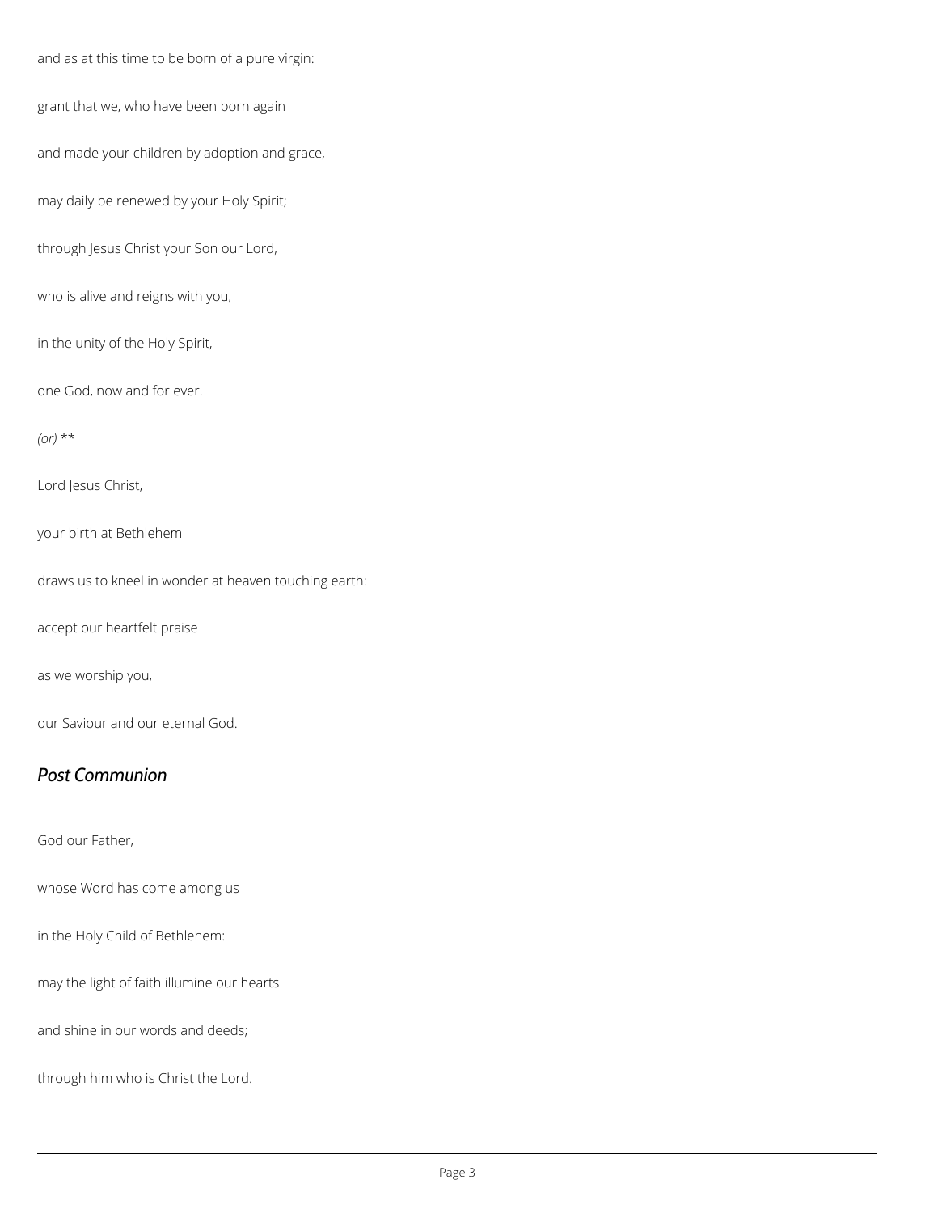and as at this time to be born of a pure virgin:

grant that we, who have been born again

and made your children by adoption and grace,

may daily be renewed by your Holy Spirit;

through Jesus Christ your Son our Lord,

who is alive and reigns with you,

in the unity of the Holy Spirit,

one God, now and for ever.

*(or)* **

Lord Jesus Christ,

your birth at Bethlehem

draws us to kneel in wonder at heaven touching earth:

accept our heartfelt praise

as we worship you,

our Saviour and our eternal God.

## *Post Communion*

God our Father,

whose Word has come among us

in the Holy Child of Bethlehem:

may the light of faith illumine our hearts

and shine in our words and deeds;

through him who is Christ the Lord.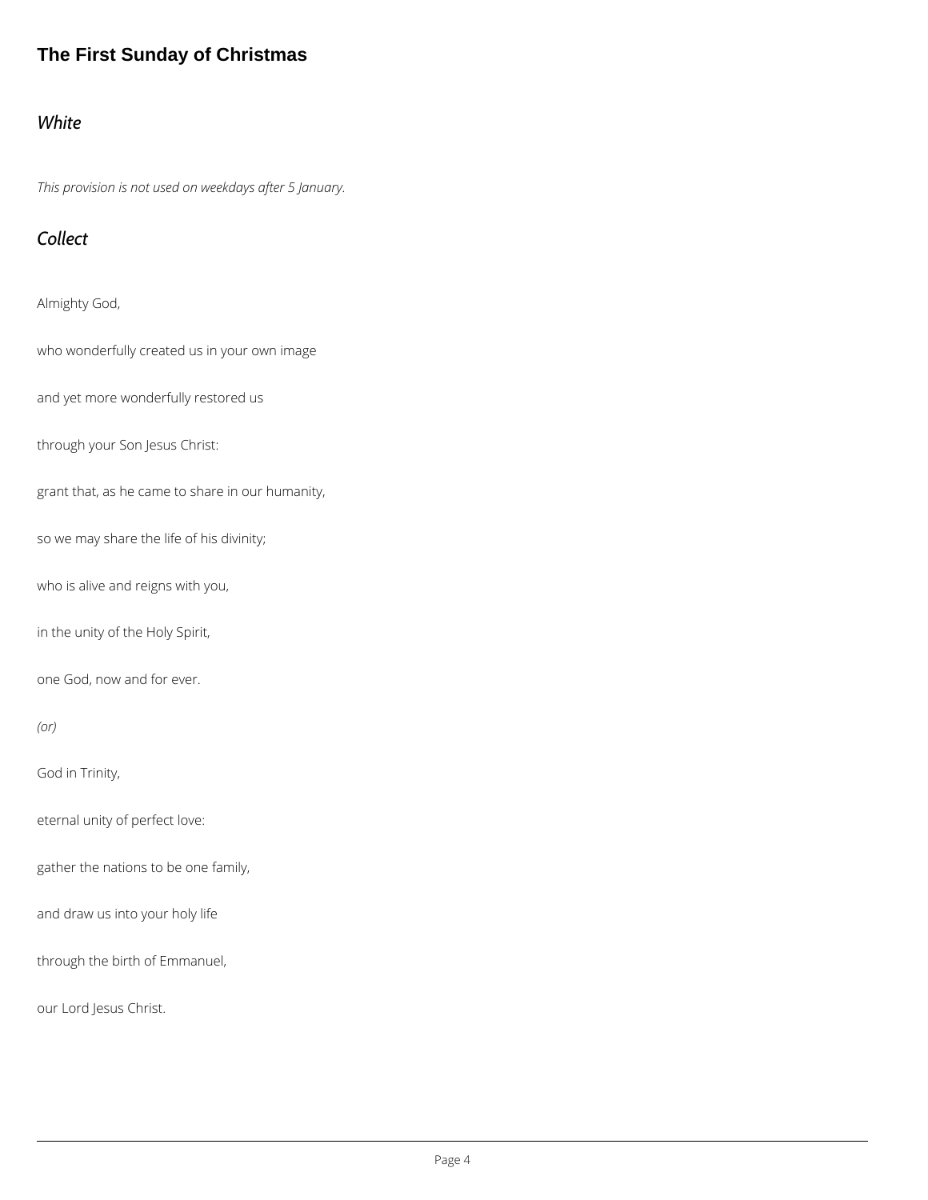## The First Sunday of Christmas

### *White*

*This provision is not used on weekdays after 5 January.*

### *Collect*

Almighty God,

who wonderfully created us in your own image

and yet more wonderfully restored us

through your Son Jesus Christ:

grant that, as he came to share in our humanity,

so we may share the life of his divinity;

who is alive and reigns with you,

in the unity of the Holy Spirit,

one God, now and for ever.

*(or)*

God in Trinity,

eternal unity of perfect love:

gather the nations to be one family,

and draw us into your holy life

through the birth of Emmanuel,

our Lord Jesus Christ.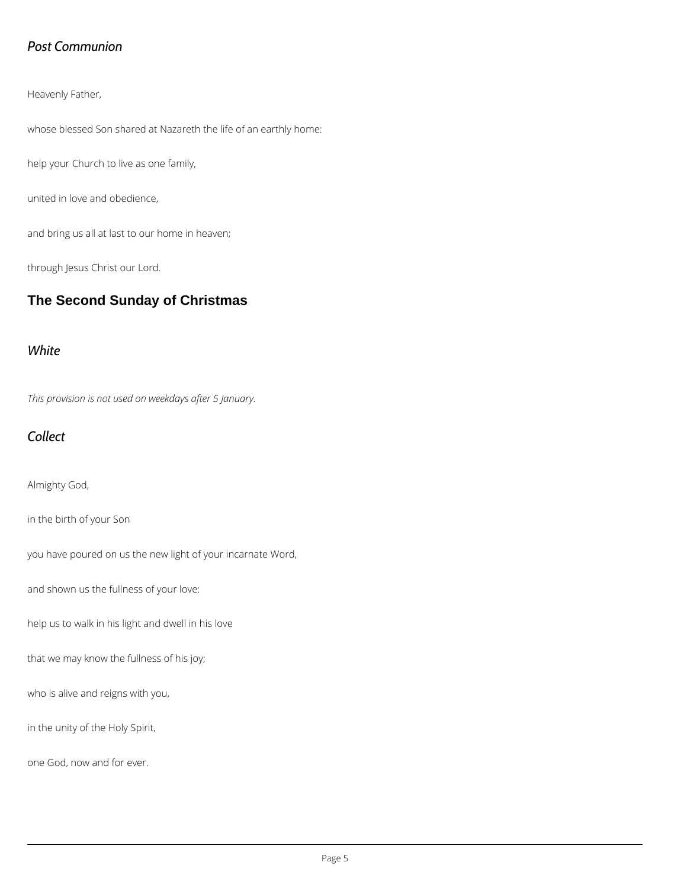### *Post Communion*

Heavenly Father,

whose blessed Son shared at Nazareth the life of an earthly home:

help your Church to live as one family,

united in love and obedience,

and bring us all at last to our home in heaven;

through Jesus Christ our Lord.

## The Second Sunday of Christmas

### *White*

*This provision is not used on weekdays after 5 January.*

### *Collect*

Almighty God,

in the birth of your Son

you have poured on us the new light of your incarnate Word,

and shown us the fullness of your love:

help us to walk in his light and dwell in his love

that we may know the fullness of his joy;

who is alive and reigns with you,

in the unity of the Holy Spirit,

one God, now and for ever.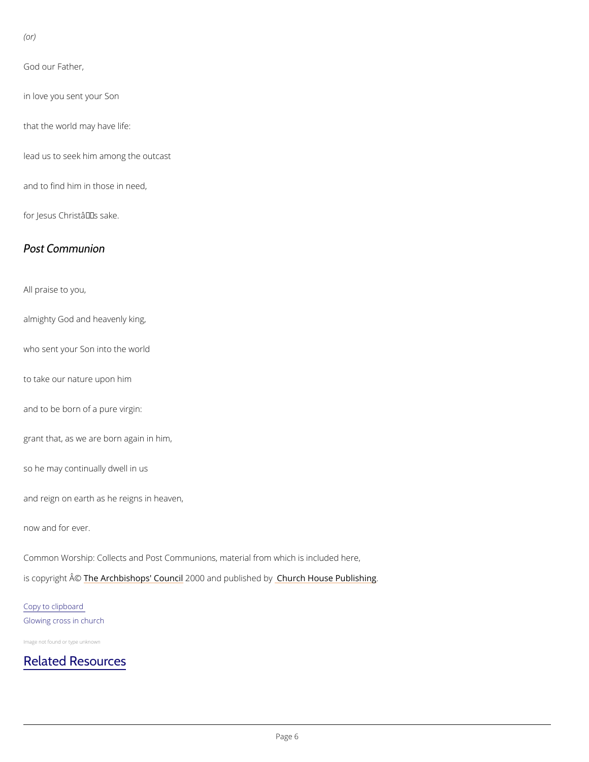*(or)*

God our Father,

in love you sent your Son

that the world may have life:

lead us to seek him among the outcast

and to find him in those in need,

for Jesus Christâs sake.

## *Post Communion*

All praise to you,

almighty God and heavenly king,

who sent your Son into the world

to take our nature upon him

and to be born of a pure virgin:

grant that, as we are born again in him,

so he may continually dwell in us

and reign on earth as he reigns in heaven,

now and for ever.

Common Worship: Collects and Post Communions, material from which is included here,

is copyright Â© The Archbishops' Council 2000 and published by Church House Publishing.

Copy to clipboard

Glowing cross in church

Image not found or type unknown

## Related Resources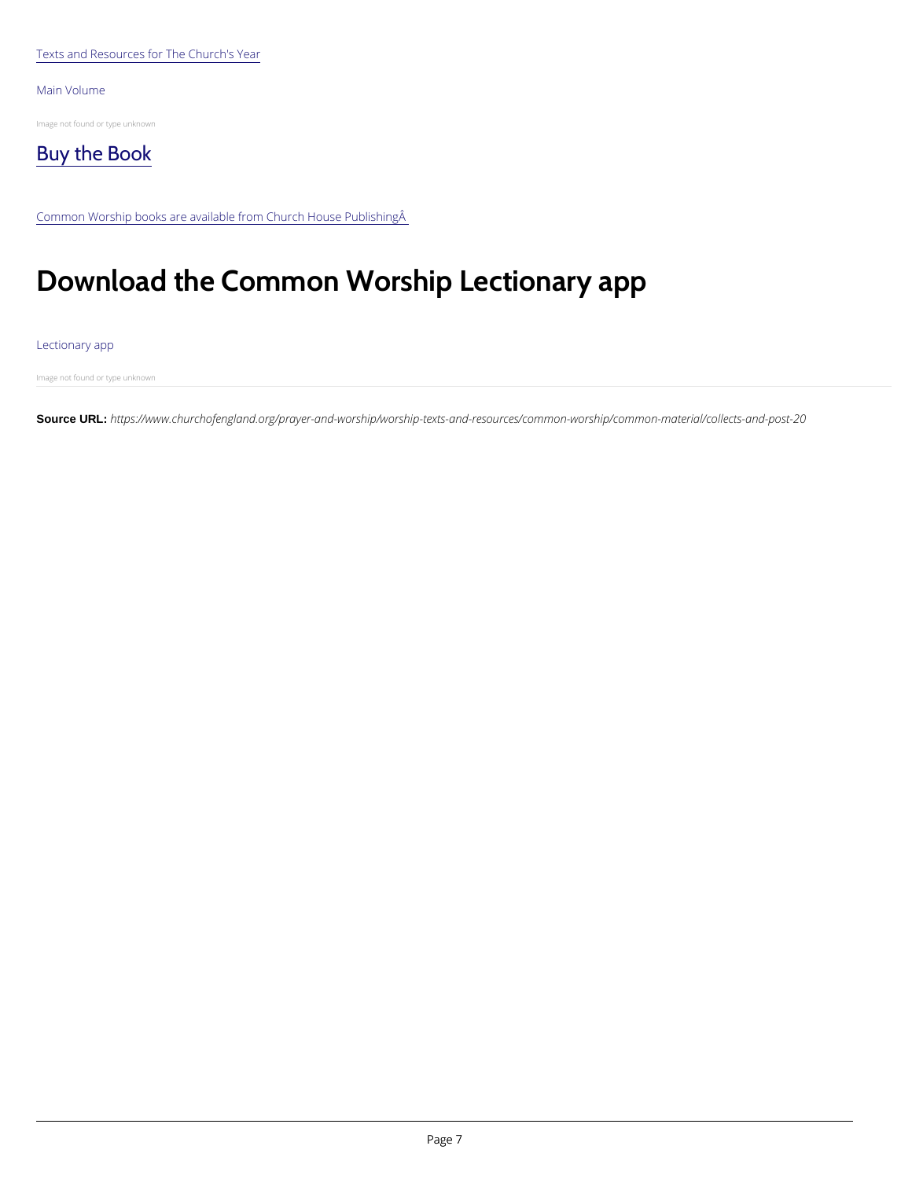Texts and Resources for The Church's Year

Main Volume

Image not found or type unknown

## Buy the Book

Common Worship books are available from Church House PublishingÂ 

# Download the Common Worship Lectionary app

Lectionary app

Image not found or type unknown

**Source URL:** *https://www.churchofengland.org/prayer-and-worship/worship-texts-and-resources/common-worship/common-material/collects-and-post-20*